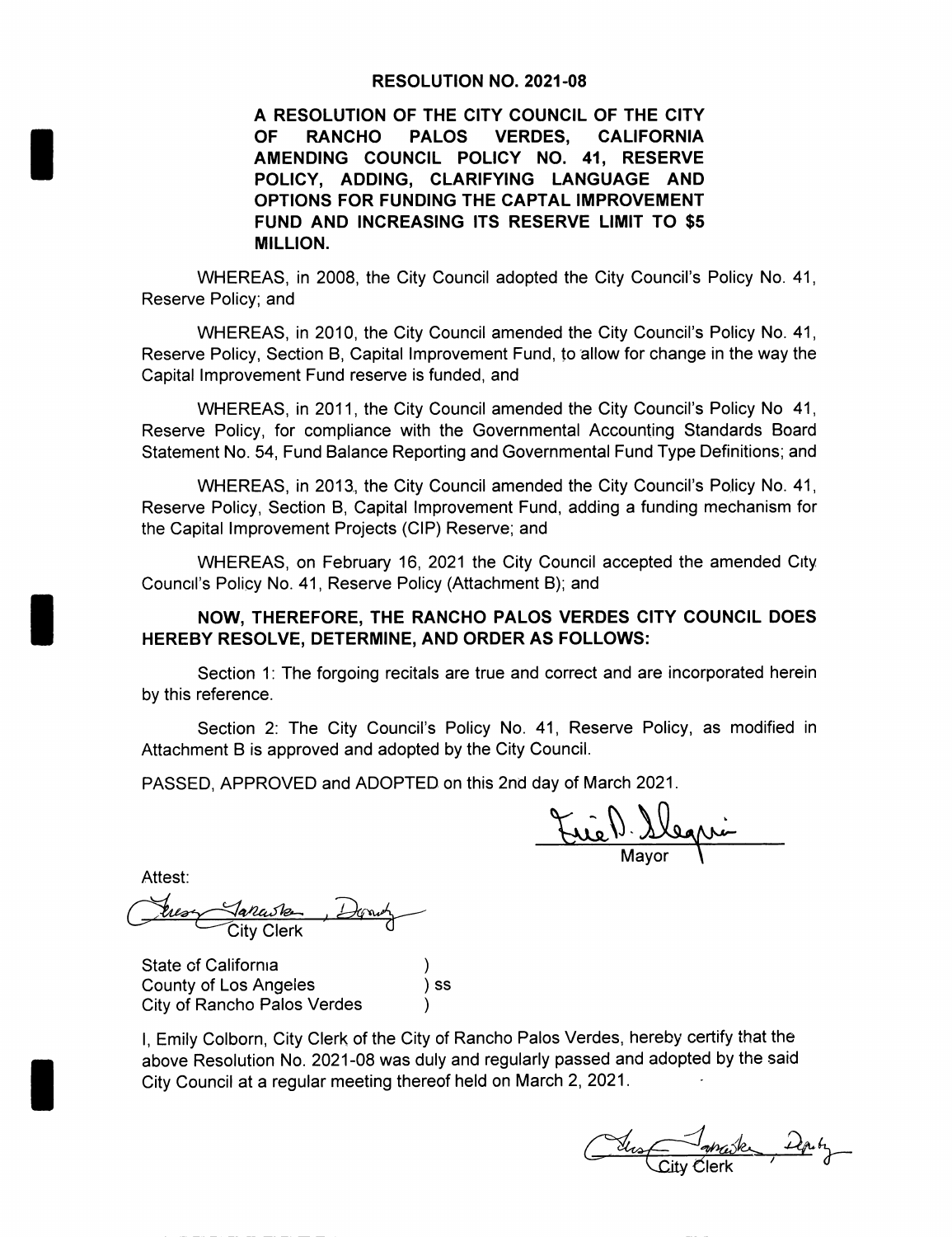# RESOLUTION NO. 2021-08

**A RESOLUTION OF THE CITY COUNCIL OF THE CITY OF RANCHO PALOS VERDES, CALIFORNIA AMENDING COUNCIL POLICY NO. 41, RESERVE POLICY, ADDING, CLARIFYING LANGUAGE AND OPTIONS FOR FUNDING THE CAPTAL IMPROVEMENT FUND AND INCREASING ITS RESERVE LIMIT TO $5 MILLION.**

WHEREAS, in 2008, the City Council adopted the City Council's Policy No. 41, Reserve Policy; and

WHEREAS, in 2010, the City Council amended the City Council's Policy No. 41, Reserve Policy, Section B, Capital Improvement Fund, to allow for change in the way the Capital Improvement Fund reserve is funded, and

WHEREAS, in 2011, the City Council amended the City Council's Policy No 41, Reserve Policy, for compliance with the Governmental Accounting Standards Board Statement No. 54, Fund Balance Reporting and Governmental Fund Type Definitions; and

WHEREAS, in 2013, the City Council amended the City Council's Policy No. 41, Reserve Policy, Section B, Capital Improvement Fund, adding a funding mechanism for the Capital Improvement Projects (CIP) Reserve; and

WHEREAS, on February 16, 2021 the City Council accepted the amended City Council's Policy No. 41, Reserve Policy (Attachment B); and

**NOW, THEREFORE, THE RANCHO PALOS VERDES CITY COUNCIL DOES HEREBY RESOLVE, DETERMINE, AND ORDER AS FOLLOWS:**

Section 1: The forgoing recitals are true and correct and are incorporated herein by this reference.

Section 2: The City Council's Policy No. 41, Reserve Policy, as modified in Attachment B is approved and adopted by the City Council.

PASSED, APPROVED and ADOPTED on this 2nd day of March 2021.

Mayor

Attest:

City Clerk

State of California )
County of Los Angeles ) ss
City of Rancho Palos Verdes )

I, Emily Colborn, City Clerk of the City of Rancho Palos Verdes, hereby certify that the above Resolution No. 2021-08 was duly and regularly passed and adopted by the said City Council at a regular meeting thereof held on March 2, 2021.

City Clerk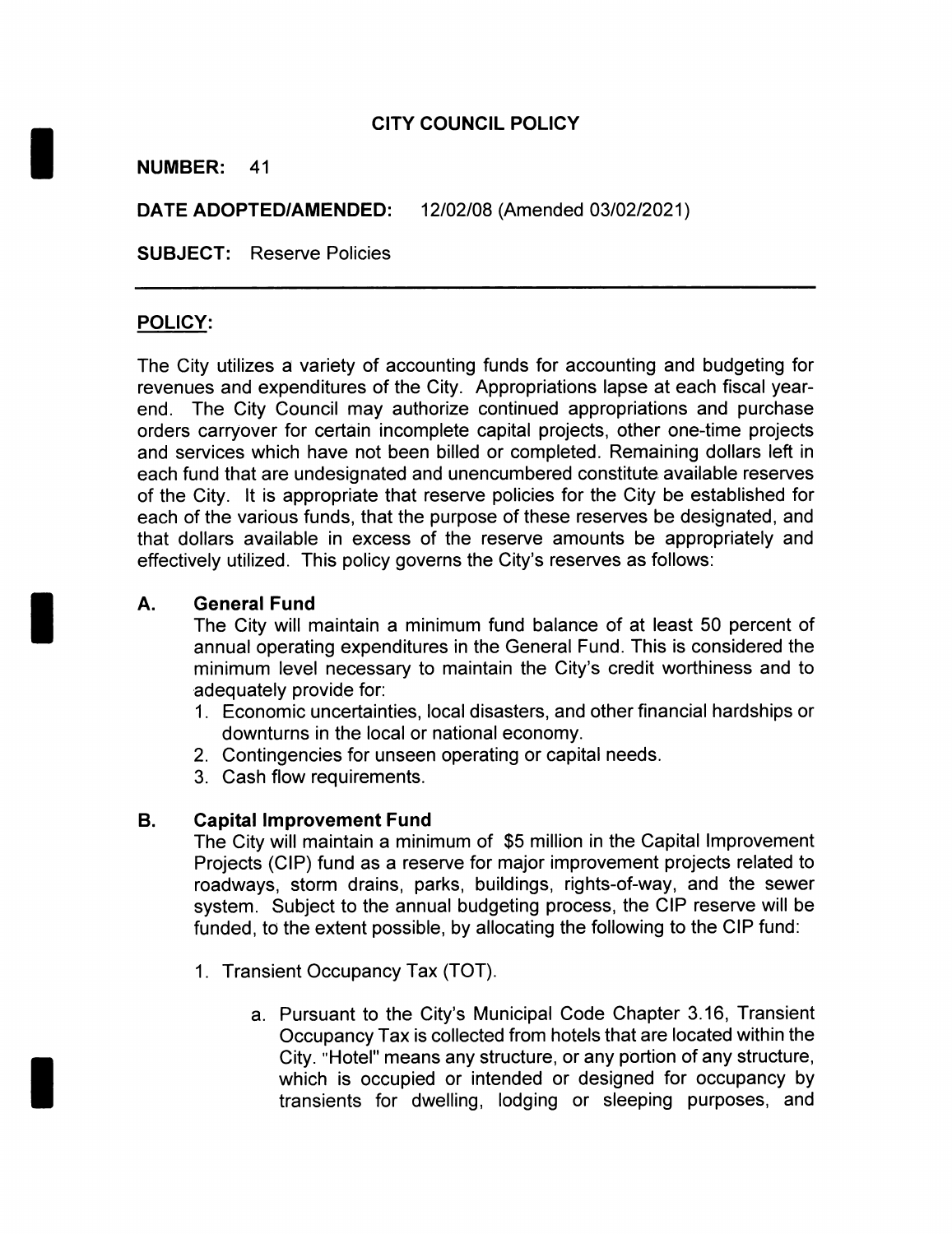# CITY COUNCIL POLICY

**NUMBER:** 41

**DATE ADOPTED/AMENDED:** 12/02/08 (Amended 03/02/2021)

**SUBJECT:** Reserve Policies

---

## POLICY:

The City utilizes a variety of accounting funds for accounting and budgeting for revenues and expenditures of the City. Appropriations lapse at each fiscal year-end. The City Council may authorize continued appropriations and purchase orders carryover for certain incomplete capital projects, other one-time projects and services which have not been billed or completed. Remaining dollars left in each fund that are undesignated and unencumbered constitute available reserves of the City. It is appropriate that reserve policies for the City be established for each of the various funds, that the purpose of these reserves be designated, and that dollars available in excess of the reserve amounts be appropriately and effectively utilized. This policy governs the City's reserves as follows:

### A. General Fund

The City will maintain a minimum fund balance of at least 50 percent of annual operating expenditures in the General Fund. This is considered the minimum level necessary to maintain the City's credit worthiness and to adequately provide for:

1. Economic uncertainties, local disasters, and other financial hardships or downturns in the local or national economy.
2. Contingencies for unseen operating or capital needs.
3. Cash flow requirements.

### B. Capital Improvement Fund

The City will maintain a minimum of $5 million in the Capital Improvement Projects (CIP) fund as a reserve for major improvement projects related to roadways, storm drains, parks, buildings, rights-of-way, and the sewer system. Subject to the annual budgeting process, the CIP reserve will be funded, to the extent possible, by allocating the following to the CIP fund:

1. Transient Occupancy Tax (TOT).

   a. Pursuant to the City's Municipal Code Chapter 3.16, Transient Occupancy Tax is collected from hotels that are located within the City. "Hotel" means any structure, or any portion of any structure, which is occupied or intended or designed for occupancy by transients for dwelling, lodging or sleeping purposes, and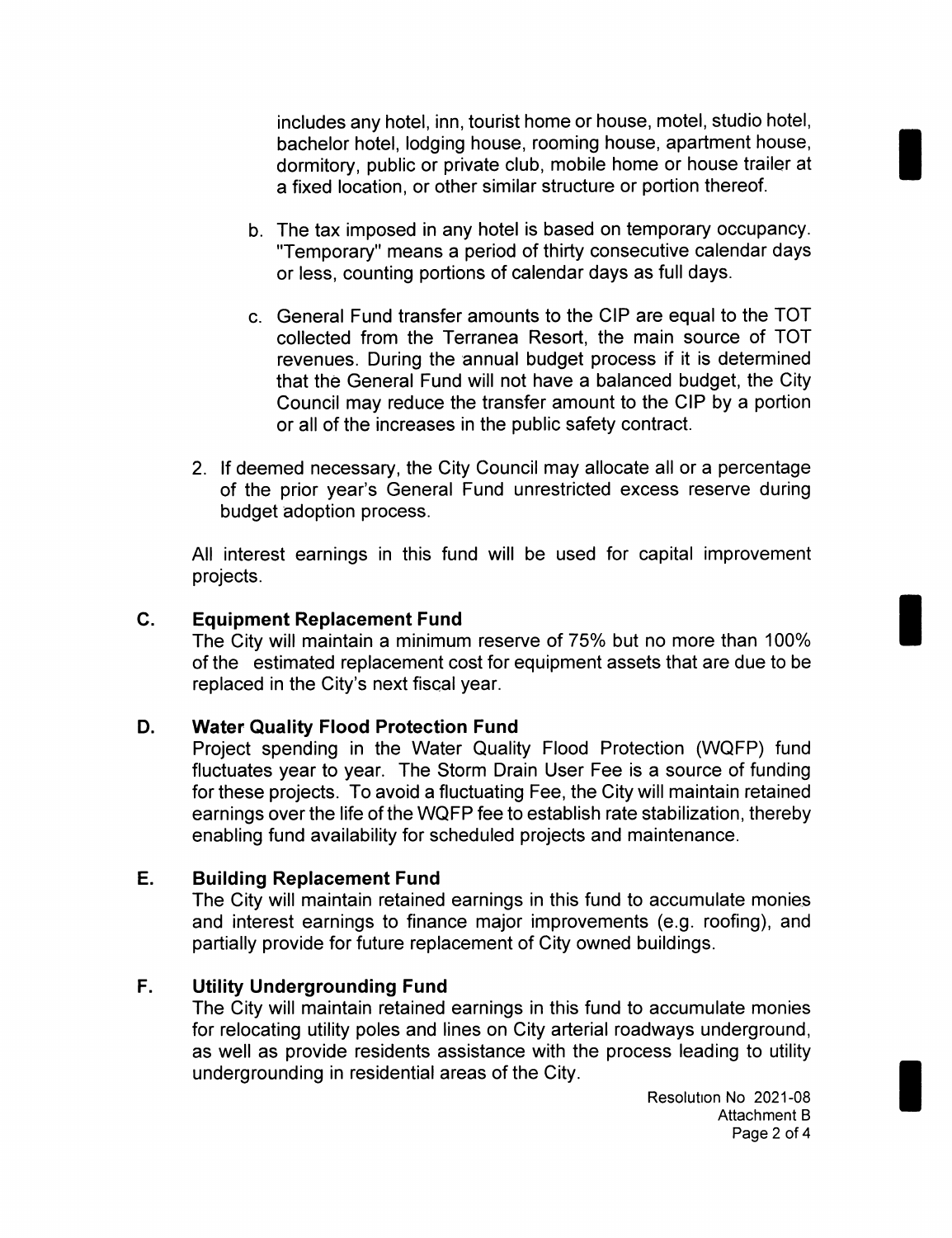includes any hotel, inn, tourist home or house, motel, studio hotel, bachelor hotel, lodging house, rooming house, apartment house, dormitory, public or private club, mobile home or house trailer at a fixed location, or other similar structure or portion thereof.

b. The tax imposed in any hotel is based on temporary occupancy. "Temporary" means a period of thirty consecutive calendar days or less, counting portions of calendar days as full days.

c. General Fund transfer amounts to the CIP are equal to the TOT collected from the Terranea Resort, the main source of TOT revenues. During the annual budget process if it is determined that the General Fund will not have a balanced budget, the City Council may reduce the transfer amount to the CIP by a portion or all of the increases in the public safety contract.

2. If deemed necessary, the City Council may allocate all or a percentage of the prior year's General Fund unrestricted excess reserve during budget adoption process.

All interest earnings in this fund will be used for capital improvement projects.

**C. Equipment Replacement Fund**

The City will maintain a minimum reserve of 75% but no more than 100% of the estimated replacement cost for equipment assets that are due to be replaced in the City's next fiscal year.

**D. Water Quality Flood Protection Fund**

Project spending in the Water Quality Flood Protection (WQFP) fund fluctuates year to year. The Storm Drain User Fee is a source of funding for these projects. To avoid a fluctuating Fee, the City will maintain retained earnings over the life of the WQFP fee to establish rate stabilization, thereby enabling fund availability for scheduled projects and maintenance.

**E. Building Replacement Fund**

The City will maintain retained earnings in this fund to accumulate monies and interest earnings to finance major improvements (e.g. roofing), and partially provide for future replacement of City owned buildings.

**F. Utility Undergrounding Fund**

The City will maintain retained earnings in this fund to accumulate monies for relocating utility poles and lines on City arterial roadways underground, as well as provide residents assistance with the process leading to utility undergrounding in residential areas of the City.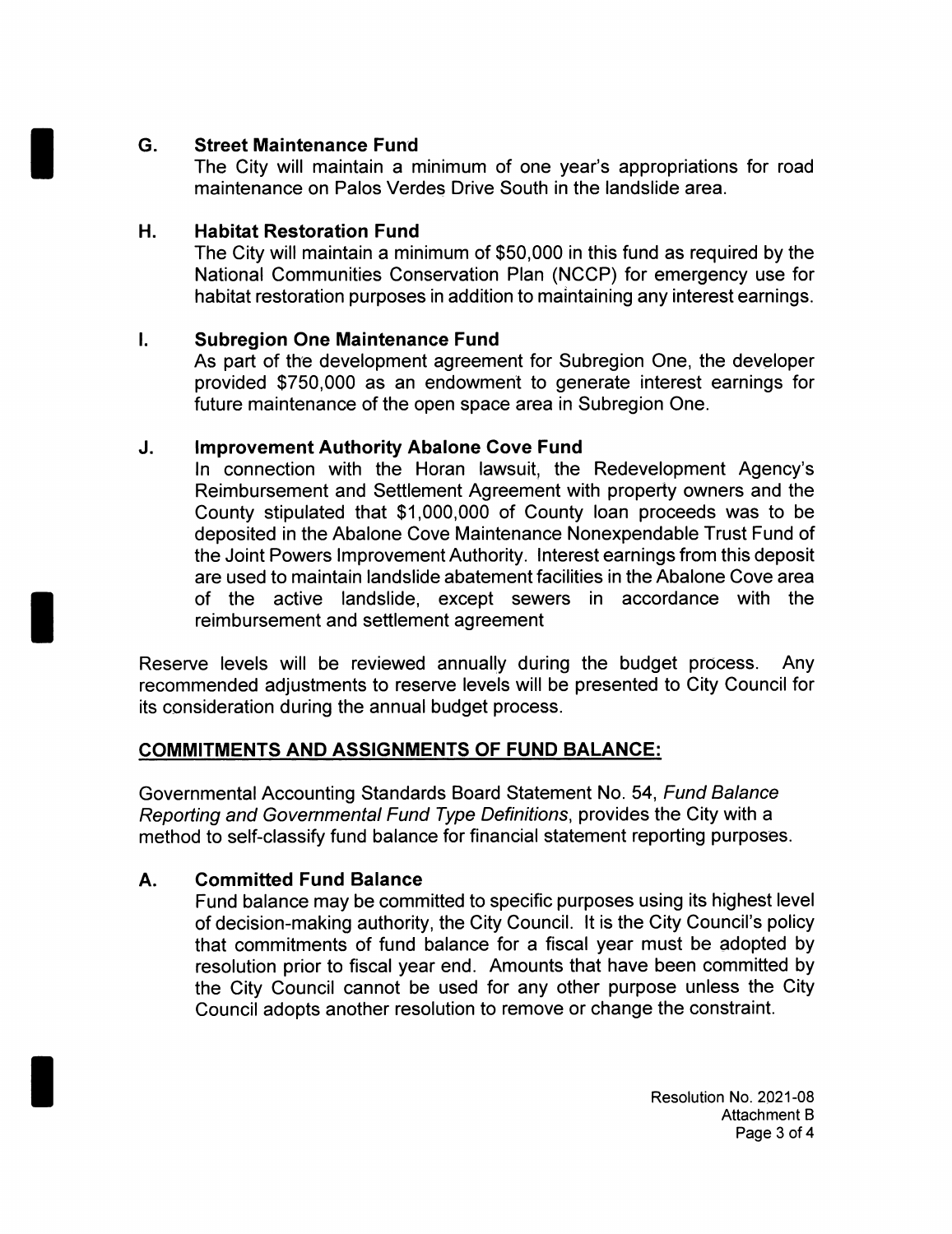**G. Street Maintenance Fund**

The City will maintain a minimum of one year's appropriations for road maintenance on Palos Verdes Drive South in the landslide area.

**H. Habitat Restoration Fund**

The City will maintain a minimum of $50,000 in this fund as required by the National Communities Conservation Plan (NCCP) for emergency use for habitat restoration purposes in addition to maintaining any interest earnings.

**I. Subregion One Maintenance Fund**

As part of the development agreement for Subregion One, the developer provided $750,000 as an endowment to generate interest earnings for future maintenance of the open space area in Subregion One.

**J. Improvement Authority Abalone Cove Fund**

In connection with the Horan lawsuit, the Redevelopment Agency's Reimbursement and Settlement Agreement with property owners and the County stipulated that $1,000,000 of County loan proceeds was to be deposited in the Abalone Cove Maintenance Nonexpendable Trust Fund of the Joint Powers Improvement Authority. Interest earnings from this deposit are used to maintain landslide abatement facilities in the Abalone Cove area of the active landslide, except sewers in accordance with the reimbursement and settlement agreement

Reserve levels will be reviewed annually during the budget process. Any recommended adjustments to reserve levels will be presented to City Council for its consideration during the annual budget process.

## COMMITMENTS AND ASSIGNMENTS OF FUND BALANCE:

Governmental Accounting Standards Board Statement No. 54, *Fund Balance Reporting and Governmental Fund Type Definitions*, provides the City with a method to self-classify fund balance for financial statement reporting purposes.

**A. Committed Fund Balance**

Fund balance may be committed to specific purposes using its highest level of decision-making authority, the City Council. It is the City Council's policy that commitments of fund balance for a fiscal year must be adopted by resolution prior to fiscal year end. Amounts that have been committed by the City Council cannot be used for any other purpose unless the City Council adopts another resolution to remove or change the constraint.

Resolution No. 2021-08
Attachment B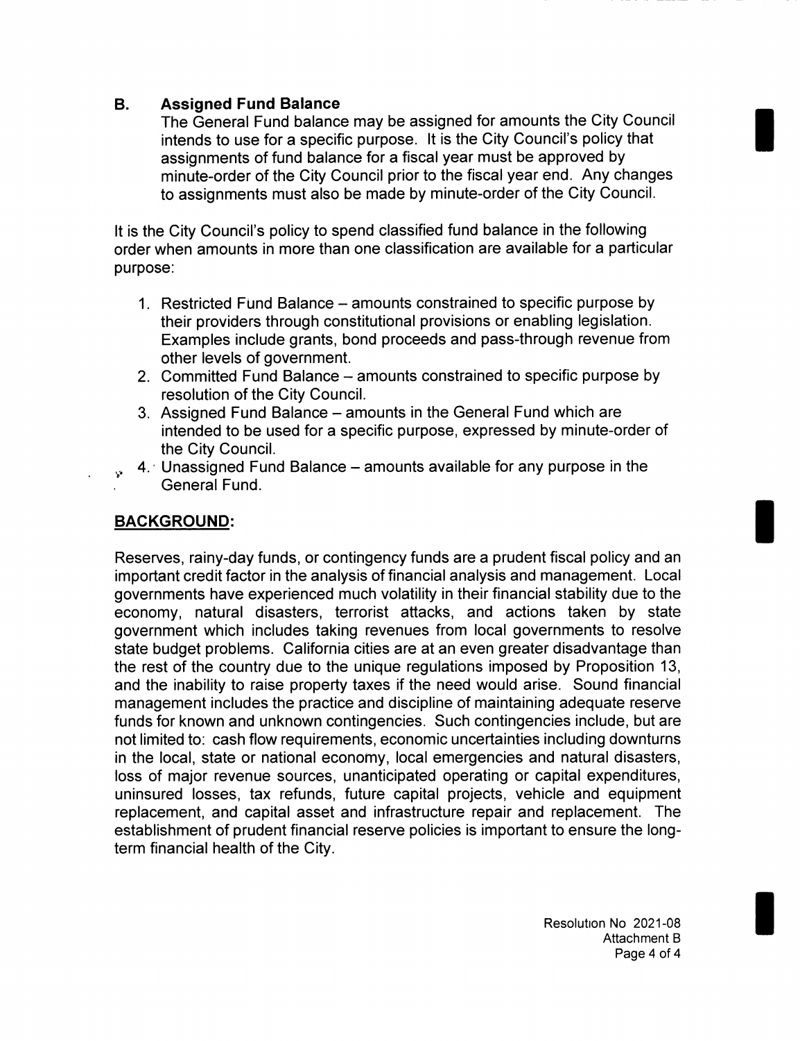### B. Assigned Fund Balance

The General Fund balance may be assigned for amounts the City Council intends to use for a specific purpose. It is the City Council's policy that assignments of fund balance for a fiscal year must be approved by minute-order of the City Council prior to the fiscal year end. Any changes to assignments must also be made by minute-order of the City Council.

It is the City Council's policy to spend classified fund balance in the following order when amounts in more than one classification are available for a particular purpose:

1. Restricted Fund Balance – amounts constrained to specific purpose by their providers through constitutional provisions or enabling legislation. Examples include grants, bond proceeds and pass-through revenue from other levels of government.
2. Committed Fund Balance – amounts constrained to specific purpose by resolution of the City Council.
3. Assigned Fund Balance – amounts in the General Fund which are intended to be used for a specific purpose, expressed by minute-order of the City Council.
4. Unassigned Fund Balance – amounts available for any purpose in the General Fund.

## BACKGROUND:

Reserves, rainy-day funds, or contingency funds are a prudent fiscal policy and an important credit factor in the analysis of financial analysis and management. Local governments have experienced much volatility in their financial stability due to the economy, natural disasters, terrorist attacks, and actions taken by state government which includes taking revenues from local governments to resolve state budget problems. California cities are at an even greater disadvantage than the rest of the country due to the unique regulations imposed by Proposition 13, and the inability to raise property taxes if the need would arise. Sound financial management includes the practice and discipline of maintaining adequate reserve funds for known and unknown contingencies. Such contingencies include, but are not limited to: cash flow requirements, economic uncertainties including downturns in the local, state or national economy, local emergencies and natural disasters, loss of major revenue sources, unanticipated operating or capital expenditures, uninsured losses, tax refunds, future capital projects, vehicle and equipment replacement, and capital asset and infrastructure repair and replacement. The establishment of prudent financial reserve policies is important to ensure the long-term financial health of the City.